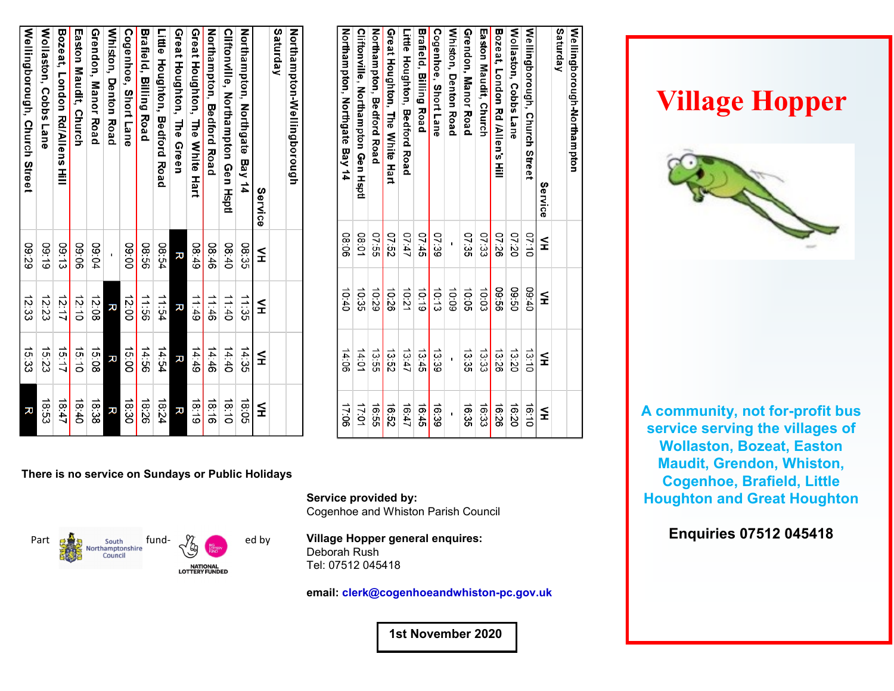### Wellingborough-Northampton
Saturday

| Service | VH | VH | VH | VH |
|---|---|---|---|---|
| Wellingborough, Church Street | 07:10 | 09:40 | 13:10 | 16:10 |
| Wollaston, Cobbs Lane | 07:20 | 09:50 | 13:20 | 16:20 |
| Bozeat, London Rd /Allen's Hill | 07:26 | 09:56 | 13:26 | 16:26 |
| Easton Maudit, Church | 07:33 | 10:03 | 13:33 | 16:33 |
| Grendon, Manor Road | 07:35 | 10:05 | 13:35 | 16:35 |
| Whiston, Denton Road | - | 10:09 | - | - |
| Cogenhoe, Short Lane | 07:39 | 10:13 | 13:39 | 16:39 |
| Brafield, Billing Road | 07:45 | 10:19 | 13:45 | 16:45 |
| Little Houghton, Bedford Road | 07:47 | 10:21 | 13:47 | 16:47 |
| Great Houghton, The White Hart | 07:52 | 10:26 | 13:52 | 16:52 |
| Northampton, Bedford Road | 07:55 | 10:29 | 13:55 | 16:55 |
| Cliftonville, Northampton Gen Hsptl | 08:01 | 10:35 | 14:01 | 17:01 |
| Northampton, Northgate Bay 14 | 08:06 | 10:40 | 14:06 | 17:06 |

### Northampton-Wellingborough
Saturday

| Service | VH | VH | VH | VH |
|---|---|---|---|---|
| Northampton, Northgate Bay 14 | 08:35 | 11:35 | 14:35 | 18:05 |
| Cliftonville, Northampton Gen Hsptl | 08:40 | 11:40 | 14:40 | 18:10 |
| Northampton, Bedford Road | 08:46 | 11:46 | 14:46 | 18:16 |
| Great Houghton, The White Hart | 08:49 | 11:49 | 14:49 | 18:19 |
| Great Houghton, The Green | R | R | R | R |
| Little Houghton, Bedford Road | 08:54 | 11:54 | 14:54 | 18:24 |
| Brafield, Billing Road | 08:56 | 11:56 | 14:56 | 18:26 |
| Cogenhoe, Short Lane | 09:00 | 12:00 | 15:00 | 18:30 |
| Whiston, Denton Road | - | R | R | R |
| Grendon, Manor Road | 09:04 | 12:08 | 15:08 | 18:38 |
| Easton Maudit, Church | 09:06 | 12:10 | 15:10 | 18:40 |
| Bozeat, London Rd/Allens Hill | 09:13 | 12:17 | 15:17 | 18:47 |
| Wollaston, Cobbs Lane | 09:19 | 12:23 | 15:23 | 18:53 |
| Wellingborough, Church Street | 09:29 | 12:33 | 15:33 | R |

**There is no service on Sundays or Public Holidays**

Part fund-ed by South Northamptonshire Council, National Lottery Funded

**Service provided by:**
Cogenhoe and Whiston Parish Council

**Village Hopper general enquires:**
Deborah Rush
Tel: 07512 045418

**email:** clerk@cogenhoeandwhiston-pc.gov.uk

**1st November 2020**

# Village Hopper

**A community, not for-profit bus service serving the villages of Wollaston, Bozeat, Easton Maudit, Grendon, Whiston, Cogenhoe, Brafield, Little Houghton and Great Houghton**

**Enquiries 07512 045418**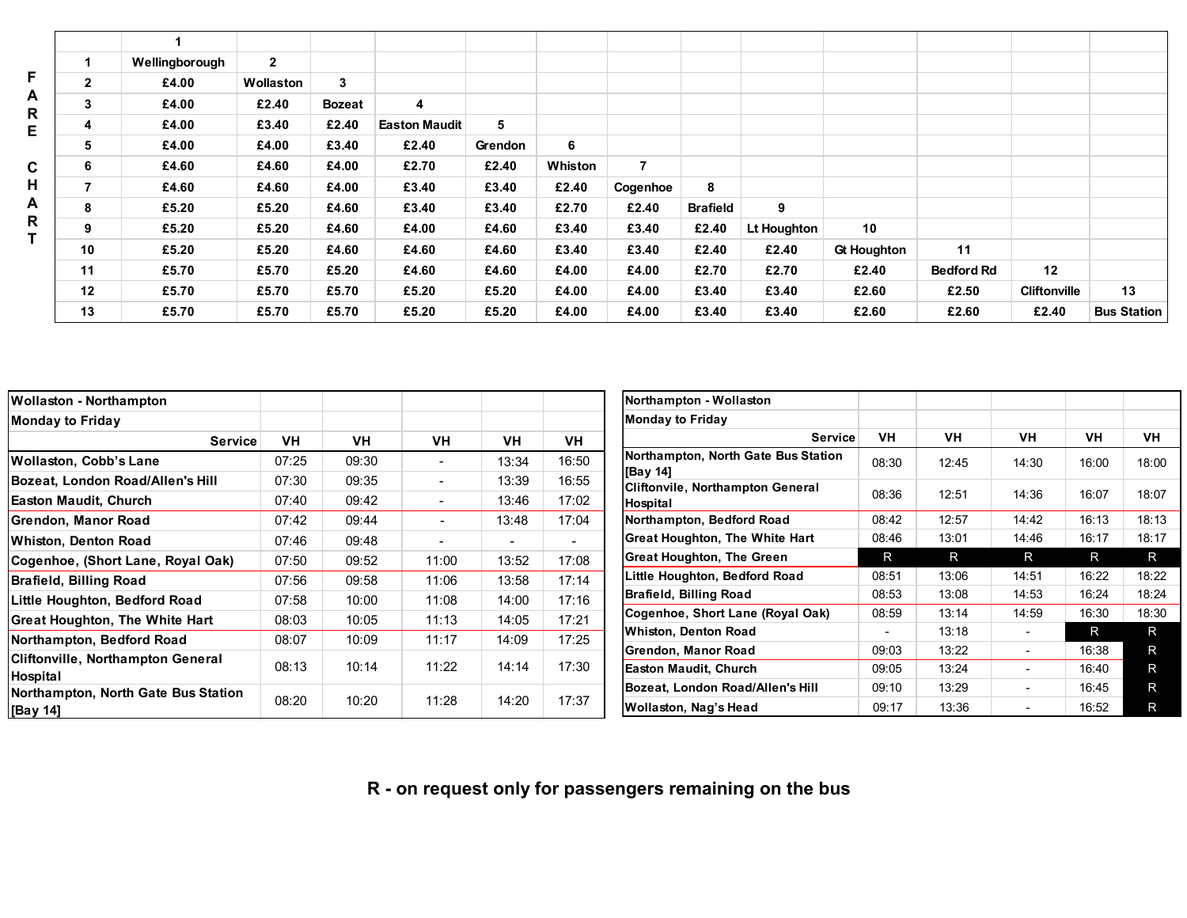## FARE CHART

| | 1 | 2 | 3 | 4 | 5 | 6 | 7 | 8 | 9 | 10 | 11 | 12 | 13 |
|---|---|---|---|---|---|---|---|---|---|---|---|---|---|
| 1 | Wellingborough | | | | | | | | | | | | |
| 2 | £4.00 | Wollaston | | | | | | | | | | | |
| 3 | £4.00 | £2.40 | Bozeat | | | | | | | | | | |
| 4 | £4.00 | £3.40 | £2.40 | Easton Maudit | | | | | | | | | |
| 5 | £4.00 | £4.00 | £3.40 | £2.40 | Grendon | | | | | | | | |
| 6 | £4.60 | £4.60 | £4.00 | £2.70 | £2.40 | Whiston | | | | | | | |
| 7 | £4.60 | £4.60 | £4.00 | £3.40 | £3.40 | £2.40 | Cogenhoe | | | | | | |
| 8 | £5.20 | £5.20 | £4.60 | £3.40 | £3.40 | £2.70 | £2.40 | Brafield | | | | | |
| 9 | £5.20 | £5.20 | £4.60 | £4.00 | £4.60 | £3.40 | £3.40 | £2.40 | Lt Houghton | | | | |
| 10 | £5.20 | £5.20 | £4.60 | £4.60 | £4.60 | £3.40 | £3.40 | £2.40 | £2.40 | Gt Houghton | | | |
| 11 | £5.70 | £5.70 | £5.20 | £4.60 | £4.60 | £4.00 | £4.00 | £2.70 | £2.70 | £2.40 | Bedford Rd | | |
| 12 | £5.70 | £5.70 | £5.70 | £5.20 | £5.20 | £4.00 | £4.00 | £3.40 | £3.40 | £2.60 | £2.50 | Cliftonville | |
| 13 | £5.70 | £5.70 | £5.70 | £5.20 | £5.20 | £4.00 | £4.00 | £3.40 | £3.40 | £2.60 | £2.60 | £2.40 | Bus Station |

## Wollaston - Northampton
**Monday to Friday**

| Service | VH | VH | VH | VH | VH |
|---|---|---|---|---|---|
| Wollaston, Cobb's Lane | 07:25 | 09:30 | - | 13:34 | 16:50 |
| Bozeat, London Road/Allen's Hill | 07:30 | 09:35 | - | 13:39 | 16:55 |
| Easton Maudit, Church | 07:40 | 09:42 | - | 13:46 | 17:02 |
| Grendon, Manor Road | 07:42 | 09:44 | - | 13:48 | 17:04 |
| Whiston, Denton Road | 07:46 | 09:48 | - | - | - |
| Cogenhoe, (Short Lane, Royal Oak) | 07:50 | 09:52 | 11:00 | 13:52 | 17:08 |
| Brafield, Billing Road | 07:56 | 09:58 | 11:06 | 13:58 | 17:14 |
| Little Houghton, Bedford Road | 07:58 | 10:00 | 11:08 | 14:00 | 17:16 |
| Great Houghton, The White Hart | 08:03 | 10:05 | 11:13 | 14:05 | 17:21 |
| Northampton, Bedford Road | 08:07 | 10:09 | 11:17 | 14:09 | 17:25 |
| Cliftonville, Northampton General Hospital | 08:13 | 10:14 | 11:22 | 14:14 | 17:30 |
| Northampton, North Gate Bus Station [Bay 14] | 08:20 | 10:20 | 11:28 | 14:20 | 17:37 |

## Northampton - Wollaston
**Monday to Friday**

| Service | VH | VH | VH | VH | VH |
|---|---|---|---|---|---|
| Northampton, North Gate Bus Station [Bay 14] | 08:30 | 12:45 | 14:30 | 16:00 | 18:00 |
| Cliftonvile, Northampton General Hospital | 08:36 | 12:51 | 14:36 | 16:07 | 18:07 |
| Northampton, Bedford Road | 08:42 | 12:57 | 14:42 | 16:13 | 18:13 |
| Great Houghton, The White Hart | 08:46 | 13:01 | 14:46 | 16:17 | 18:17 |
| Great Houghton, The Green | R | R | R | R | R |
| Little Houghton, Bedford Road | 08:51 | 13:06 | 14:51 | 16:22 | 18:22 |
| Brafield, Billing Road | 08:53 | 13:08 | 14:53 | 16:24 | 18:24 |
| Cogenhoe, Short Lane (Royal Oak) | 08:59 | 13:14 | 14:59 | 16:30 | 18:30 |
| Whiston, Denton Road | - | 13:18 | - | R | R |
| Grendon, Manor Road | 09:03 | 13:22 | - | 16:38 | R |
| Easton Maudit, Church | 09:05 | 13:24 | - | 16:40 | R |
| Bozeat, London Road/Allen's Hill | 09:10 | 13:29 | - | 16:45 | R |
| Wollaston, Nag's Head | 09:17 | 13:36 | - | 16:52 | R |

**R - on request only for passengers remaining on the bus**